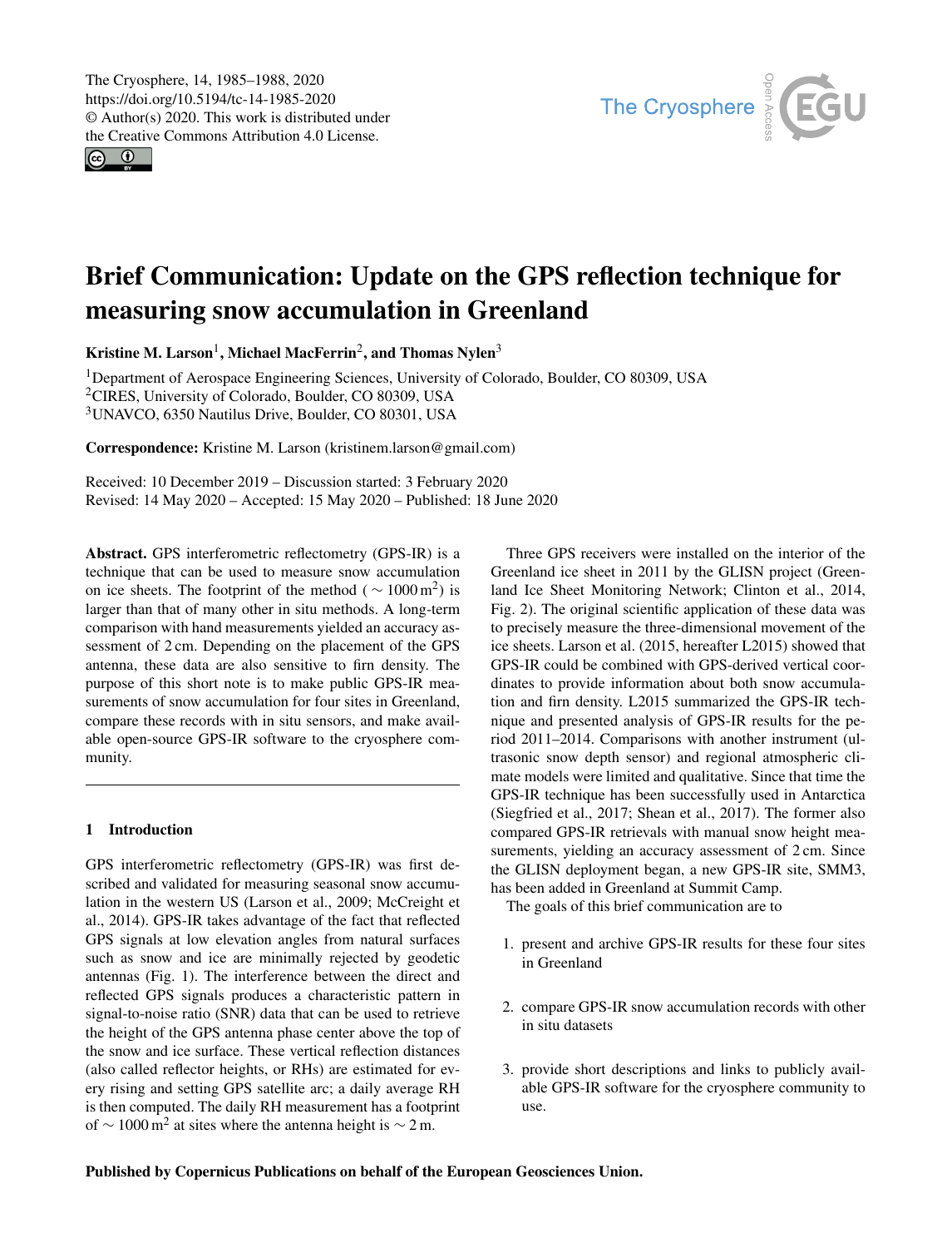# Brief Communication: Update on the GPS reflection technique for measuring snow accumulation in Greenland

**Kristine M. Larson**[1], **Michael MacFerrin**[2], **and Thomas Nylen**[3]

[1]Department of Aerospace Engineering Sciences, University of Colorado, Boulder, CO 80309, USA
[2]CIRES, University of Colorado, Boulder, CO 80309, USA
[3]UNAVCO, 6350 Nautilus Drive, Boulder, CO 80301, USA

**Correspondence:** Kristine M. Larson (kristinem.larson@gmail.com)

Received: 10 December 2019 – Discussion started: 3 February 2020
Revised: 14 May 2020 – Accepted: 15 May 2020 – Published: 18 June 2020

**Abstract.** GPS interferometric reflectometry (GPS-IR) is a technique that can be used to measure snow accumulation on ice sheets. The footprint of the method ($\sim 1000\,\mathrm{m}^2$) is larger than that of many other in situ methods. A long-term comparison with hand measurements yielded an accuracy assessment of 2 cm. Depending on the placement of the GPS antenna, these data are also sensitive to firn density. The purpose of this short note is to make public GPS-IR measurements of snow accumulation for four sites in Greenland, compare these records with in situ sensors, and make available open-source GPS-IR software to the cryosphere community.

## 1 Introduction

GPS interferometric reflectometry (GPS-IR) was first described and validated for measuring seasonal snow accumulation in the western US (Larson et al., 2009; McCreight et al., 2014). GPS-IR takes advantage of the fact that reflected GPS signals at low elevation angles from natural surfaces such as snow and ice are minimally rejected by geodetic antennas (Fig. 1). The interference between the direct and reflected GPS signals produces a characteristic pattern in signal-to-noise ratio (SNR) data that can be used to retrieve the height of the GPS antenna phase center above the top of the snow and ice surface. These vertical reflection distances (also called reflector heights, or RHs) are estimated for every rising and setting GPS satellite arc; a daily average RH is then computed. The daily RH measurement has a footprint of $\sim 1000\,\mathrm{m}^2$ at sites where the antenna height is $\sim 2$ m.

Three GPS receivers were installed on the interior of the Greenland ice sheet in 2011 by the GLISN project (Greenland Ice Sheet Monitoring Network; Clinton et al., 2014, Fig. 2). The original scientific application of these data was to precisely measure the three-dimensional movement of the ice sheets. Larson et al. (2015, hereafter L2015) showed that GPS-IR could be combined with GPS-derived vertical coordinates to provide information about both snow accumulation and firn density. L2015 summarized the GPS-IR technique and presented analysis of GPS-IR results for the period 2011–2014. Comparisons with another instrument (ultrasonic snow depth sensor) and regional atmospheric climate models were limited and qualitative. Since that time the GPS-IR technique has been successfully used in Antarctica (Siegfried et al., 2017; Shean et al., 2017). The former also compared GPS-IR retrievals with manual snow height measurements, yielding an accuracy assessment of 2 cm. Since the GLISN deployment began, a new GPS-IR site, SMM3, has been added in Greenland at Summit Camp.

The goals of this brief communication are to

1. present and archive GPS-IR results for these four sites in Greenland
2. compare GPS-IR snow accumulation records with other in situ datasets
3. provide short descriptions and links to publicly available GPS-IR software for the cryosphere community to use.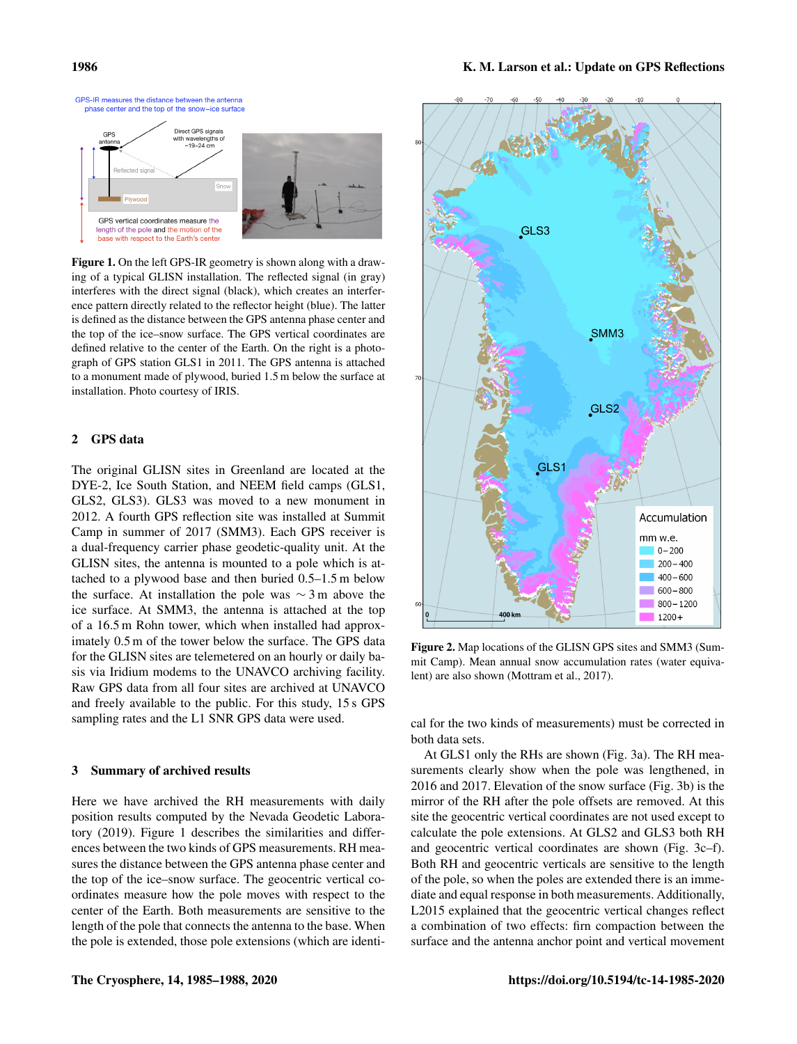**Figure 1.** On the left GPS-IR geometry is shown along with a drawing of a typical GLISN installation. The reflected signal (in gray) interferes with the direct signal (black), which creates an interference pattern directly related to the reflector height (blue). The latter is defined as the distance between the GPS antenna phase center and the top of the ice–snow surface. The GPS vertical coordinates are defined relative to the center of the Earth. On the right is a photograph of GPS station GLS1 in 2011. The GPS antenna is attached to a monument made of plywood, buried 1.5 m below the surface at installation. Photo courtesy of IRIS.

## 2 GPS data

The original GLISN sites in Greenland are located at the DYE-2, Ice South Station, and NEEM field camps (GLS1, GLS2, GLS3). GLS3 was moved to a new monument in 2012. A fourth GPS reflection site was installed at Summit Camp in summer of 2017 (SMM3). Each GPS receiver is a dual-frequency carrier phase geodetic-quality unit. At the GLISN sites, the antenna is mounted to a pole which is attached to a plywood base and then buried 0.5–1.5 m below the surface. At installation the pole was $\sim 3$ m above the ice surface. At SMM3, the antenna is attached at the top of a 16.5 m Rohn tower, which when installed had approximately 0.5 m of the tower below the surface. The GPS data for the GLISN sites are telemetered on an hourly or daily basis via Iridium modems to the UNAVCO archiving facility. Raw GPS data from all four sites are archived at UNAVCO and freely available to the public. For this study, 15 s GPS sampling rates and the L1 SNR GPS data were used.

## 3 Summary of archived results

Here we have archived the RH measurements with daily position results computed by the Nevada Geodetic Laboratory (2019). Figure 1 describes the similarities and differences between the two kinds of GPS measurements. RH measures the distance between the GPS antenna phase center and the top of the ice–snow surface. The geocentric vertical coordinates measure how the pole moves with respect to the center of the Earth. Both measurements are sensitive to the length of the pole that connects the antenna to the base. When the pole is extended, those pole extensions (which are identical for the two kinds of measurements) must be corrected in both data sets.

**Figure 2.** Map locations of the GLISN GPS sites and SMM3 (Summit Camp). Mean annual snow accumulation rates (water equivalent) are also shown (Mottram et al., 2017).

At GLS1 only the RHs are shown (Fig. 3a). The RH measurements clearly show when the pole was lengthened, in 2016 and 2017. Elevation of the snow surface (Fig. 3b) is the mirror of the RH after the pole offsets are removed. At this site the geocentric vertical coordinates are not used except to calculate the pole extensions. At GLS2 and GLS3 both RH and geocentric vertical coordinates are shown (Fig. 3c–f). Both RH and geocentric verticals are sensitive to the length of the pole, so when the poles are extended there is an immediate and equal response in both measurements. Additionally, L2015 explained that the geocentric vertical changes reflect a combination of two effects: firn compaction between the surface and the antenna anchor point and vertical movement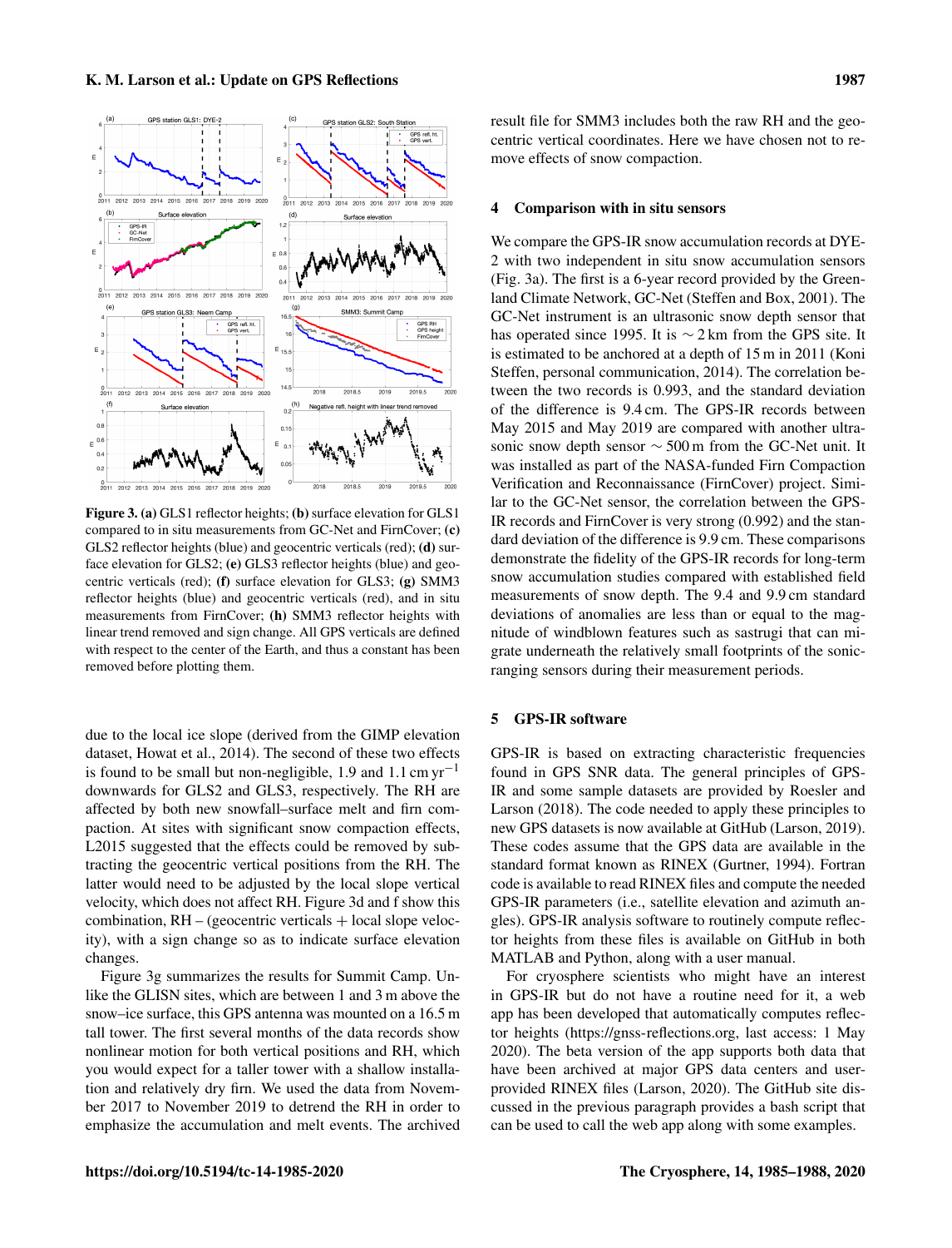**Figure 3.** **(a)** GLS1 reflector heights; **(b)** surface elevation for GLS1 compared to in situ measurements from GC-Net and FirnCover; **(c)** GLS2 reflector heights (blue) and geocentric verticals (red); **(d)** surface elevation for GLS2; **(e)** GLS3 reflector heights (blue) and geocentric verticals (red); **(f)** surface elevation for GLS3; **(g)** SMM3 reflector heights (blue) and geocentric verticals (red), and in situ measurements from FirnCover; **(h)** SMM3 reflector heights with linear trend removed and sign change. All GPS verticals are defined with respect to the center of the Earth, and thus a constant has been removed before plotting them.

due to the local ice slope (derived from the GIMP elevation dataset, Howat et al., 2014). The second of these two effects is found to be small but non-negligible, 1.9 and 1.1 $\mathrm{cm\,yr^{-1}}$ downwards for GLS2 and GLS3, respectively. The RH are affected by both new snowfall–surface melt and firn compaction. At sites with significant snow compaction effects, L2015 suggested that the effects could be removed by subtracting the geocentric vertical positions from the RH. The latter would need to be adjusted by the local slope vertical velocity, which does not affect RH. Figure 3d and f show this combination, RH – (geocentric verticals + local slope velocity), with a sign change so as to indicate surface elevation changes.

Figure 3g summarizes the results for Summit Camp. Unlike the GLISN sites, which are between 1 and 3 m above the snow–ice surface, this GPS antenna was mounted on a 16.5 m tall tower. The first several months of the data records show nonlinear motion for both vertical positions and RH, which you would expect for a taller tower with a shallow installation and relatively dry firn. We used the data from November 2017 to November 2019 to detrend the RH in order to emphasize the accumulation and melt events. The archived result file for SMM3 includes both the raw RH and the geocentric vertical coordinates. Here we have chosen not to remove effects of snow compaction.

## 4 Comparison with in situ sensors

We compare the GPS-IR snow accumulation records at DYE-2 with two independent in situ snow accumulation sensors (Fig. 3a). The first is a 6-year record provided by the Greenland Climate Network, GC-Net (Steffen and Box, 2001). The GC-Net instrument is an ultrasonic snow depth sensor that has operated since 1995. It is $\sim 2$ km from the GPS site. It is estimated to be anchored at a depth of 15 m in 2011 (Koni Steffen, personal communication, 2014). The correlation between the two records is 0.993, and the standard deviation of the difference is 9.4 cm. The GPS-IR records between May 2015 and May 2019 are compared with another ultrasonic snow depth sensor $\sim 500$ m from the GC-Net unit. It was installed as part of the NASA-funded Firn Compaction Verification and Reconnaissance (FirnCover) project. Similar to the GC-Net sensor, the correlation between the GPS-IR records and FirnCover is very strong (0.992) and the standard deviation of the difference is 9.9 cm. These comparisons demonstrate the fidelity of the GPS-IR records for long-term snow accumulation studies compared with established field measurements of snow depth. The 9.4 and 9.9 cm standard deviations of anomalies are less than or equal to the magnitude of windblown features such as sastrugi that can migrate underneath the relatively small footprints of the sonic-ranging sensors during their measurement periods.

## 5 GPS-IR software

GPS-IR is based on extracting characteristic frequencies found in GPS SNR data. The general principles of GPS-IR and some sample datasets are provided by Roesler and Larson (2018). The code needed to apply these principles to new GPS datasets is now available at GitHub (Larson, 2019). These codes assume that the GPS data are available in the standard format known as RINEX (Gurtner, 1994). Fortran code is available to read RINEX files and compute the needed GPS-IR parameters (i.e., satellite elevation and azimuth angles). GPS-IR analysis software to routinely compute reflector heights from these files is available on GitHub in both MATLAB and Python, along with a user manual.

For cryosphere scientists who might have an interest in GPS-IR but do not have a routine need for it, a web app has been developed that automatically computes reflector heights (https://gnss-reflections.org, last access: 1 May 2020). The beta version of the app supports both data that have been archived at major GPS data centers and user-provided RINEX files (Larson, 2020). The GitHub site discussed in the previous paragraph provides a bash script that can be used to call the web app along with some examples.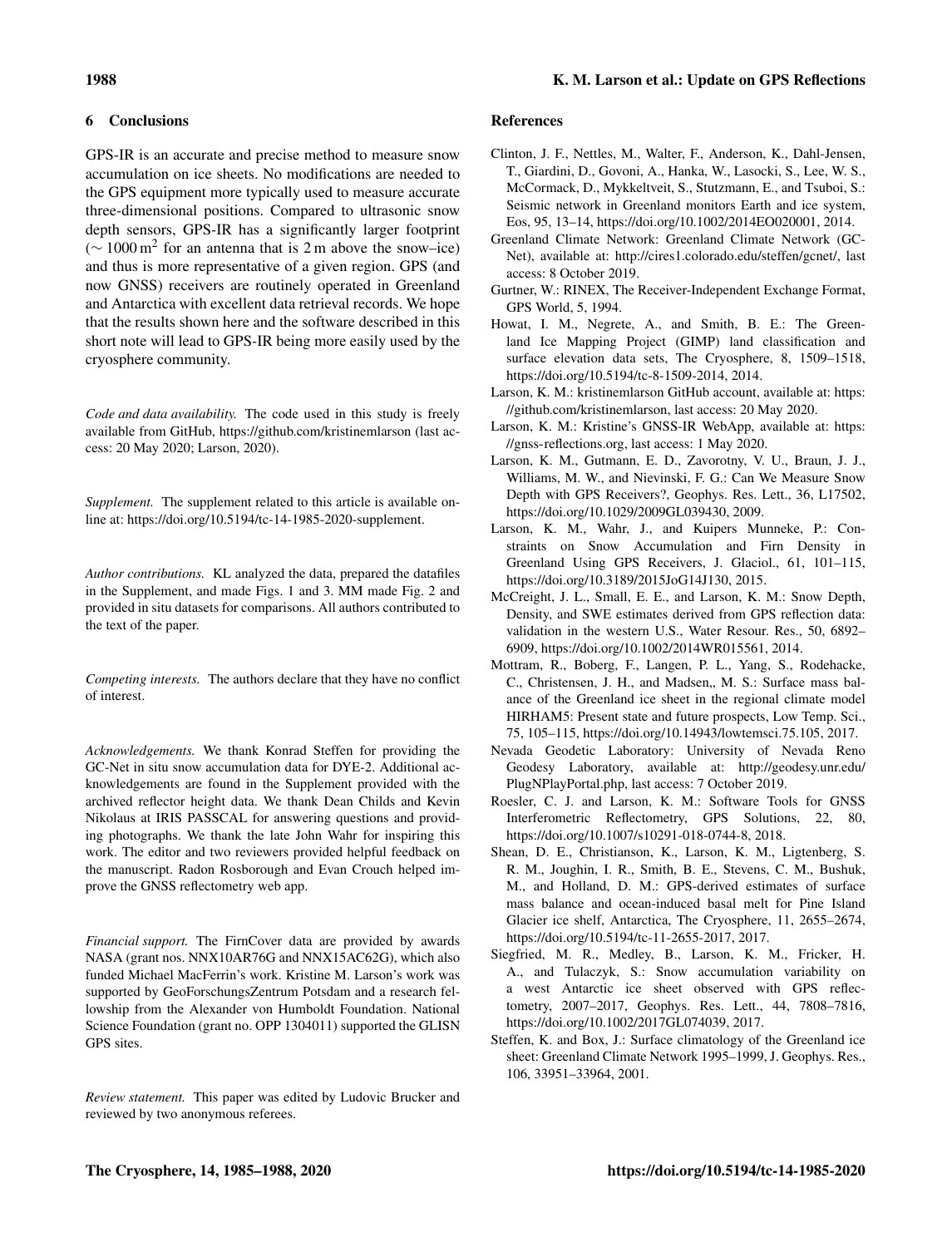## 6 Conclusions

GPS-IR is an accurate and precise method to measure snow accumulation on ice sheets. No modifications are needed to the GPS equipment more typically used to measure accurate three-dimensional positions. Compared to ultrasonic snow depth sensors, GPS-IR has a significantly larger footprint ($\sim 1000\,\mathrm{m}^2$ for an antenna that is 2 m above the snow–ice) and thus is more representative of a given region. GPS (and now GNSS) receivers are routinely operated in Greenland and Antarctica with excellent data retrieval records. We hope that the results shown here and the software described in this short note will lead to GPS-IR being more easily used by the cryosphere community.

*Code and data availability.* The code used in this study is freely available from GitHub, https://github.com/kristinemlarson (last access: 20 May 2020; Larson, 2020).

*Supplement.* The supplement related to this article is available online at: https://doi.org/10.5194/tc-14-1985-2020-supplement.

*Author contributions.* KL analyzed the data, prepared the datafiles in the Supplement, and made Figs. 1 and 3. MM made Fig. 2 and provided in situ datasets for comparisons. All authors contributed to the text of the paper.

*Competing interests.* The authors declare that they have no conflict of interest.

*Acknowledgements.* We thank Konrad Steffen for providing the GC-Net in situ snow accumulation data for DYE-2. Additional acknowledgements are found in the Supplement provided with the archived reflector height data. We thank Dean Childs and Kevin Nikolaus at IRIS PASSCAL for answering questions and providing photographs. We thank the late John Wahr for inspiring this work. The editor and two reviewers provided helpful feedback on the manuscript. Radon Rosborough and Evan Crouch helped improve the GNSS reflectometry web app.

*Financial support.* The FirnCover data are provided by awards NASA (grant nos. NNX10AR76G and NNX15AC62G), which also funded Michael MacFerrin's work. Kristine M. Larson's work was supported by GeoForschungsZentrum Potsdam and a research fellowship from the Alexander von Humboldt Foundation. National Science Foundation (grant no. OPP 1304011) supported the GLISN GPS sites.

*Review statement.* This paper was edited by Ludovic Brucker and reviewed by two anonymous referees.

## References

Clinton, J. F., Nettles, M., Walter, F., Anderson, K., Dahl-Jensen, T., Giardini, D., Govoni, A., Hanka, W., Lasocki, S., Lee, W. S., McCormack, D., Mykkeltveit, S., Stutzmann, E., and Tsuboi, S.: Seismic network in Greenland monitors Earth and ice system, Eos, 95, 13–14, https://doi.org/10.1002/2014EO020001, 2014.

Greenland Climate Network: Greenland Climate Network (GC-Net), available at: http://cires1.colorado.edu/steffen/gcnet/, last access: 8 October 2019.

Gurtner, W.: RINEX, The Receiver-Independent Exchange Format, GPS World, 5, 1994.

Howat, I. M., Negrete, A., and Smith, B. E.: The Greenland Ice Mapping Project (GIMP) land classification and surface elevation data sets, The Cryosphere, 8, 1509–1518, https://doi.org/10.5194/tc-8-1509-2014, 2014.

Larson, K. M.: kristinemlarson GitHub account, available at: https://github.com/kristinemlarson, last access: 20 May 2020.

Larson, K. M.: Kristine's GNSS-IR WebApp, available at: https://gnss-reflections.org, last access: 1 May 2020.

Larson, K. M., Gutmann, E. D., Zavorotny, V. U., Braun, J. J., Williams, M. W., and Nievinski, F. G.: Can We Measure Snow Depth with GPS Receivers?, Geophys. Res. Lett., 36, L17502, https://doi.org/10.1029/2009GL039430, 2009.

Larson, K. M., Wahr, J., and Kuipers Munneke, P.: Constraints on Snow Accumulation and Firn Density in Greenland Using GPS Receivers, J. Glaciol., 61, 101–115, https://doi.org/10.3189/2015JoG14J130, 2015.

McCreight, J. L., Small, E. E., and Larson, K. M.: Snow Depth, Density, and SWE estimates derived from GPS reflection data: validation in the western U.S., Water Resour. Res., 50, 6892–6909, https://doi.org/10.1002/2014WR015561, 2014.

Mottram, R., Boberg, F., Langen, P. L., Yang, S., Rodehacke, C., Christensen, J. H., and Madsen,, M. S.: Surface mass balance of the Greenland ice sheet in the regional climate model HIRHAM5: Present state and future prospects, Low Temp. Sci., 75, 105–115, https://doi.org/10.14943/lowtemsci.75.105, 2017.

Nevada Geodetic Laboratory: University of Nevada Reno Geodesy Laboratory, available at: http://geodesy.unr.edu/PlugNPlayPortal.php, last access: 7 October 2019.

Roesler, C. J. and Larson, K. M.: Software Tools for GNSS Interferometric Reflectometry, GPS Solutions, 22, 80, https://doi.org/10.1007/s10291-018-0744-8, 2018.

Shean, D. E., Christianson, K., Larson, K. M., Ligtenberg, S. R. M., Joughin, I. R., Smith, B. E., Stevens, C. M., Bushuk, M., and Holland, D. M.: GPS-derived estimates of surface mass balance and ocean-induced basal melt for Pine Island Glacier ice shelf, Antarctica, The Cryosphere, 11, 2655–2674, https://doi.org/10.5194/tc-11-2655-2017, 2017.

Siegfried, M. R., Medley, B., Larson, K. M., Fricker, H. A., and Tulaczyk, S.: Snow accumulation variability on a west Antarctic ice sheet observed with GPS reflectometry, 2007–2017, Geophys. Res. Lett., 44, 7808–7816, https://doi.org/10.1002/2017GL074039, 2017.

Steffen, K. and Box, J.: Surface climatology of the Greenland ice sheet: Greenland Climate Network 1995–1999, J. Geophys. Res., 106, 33951–33964, 2001.